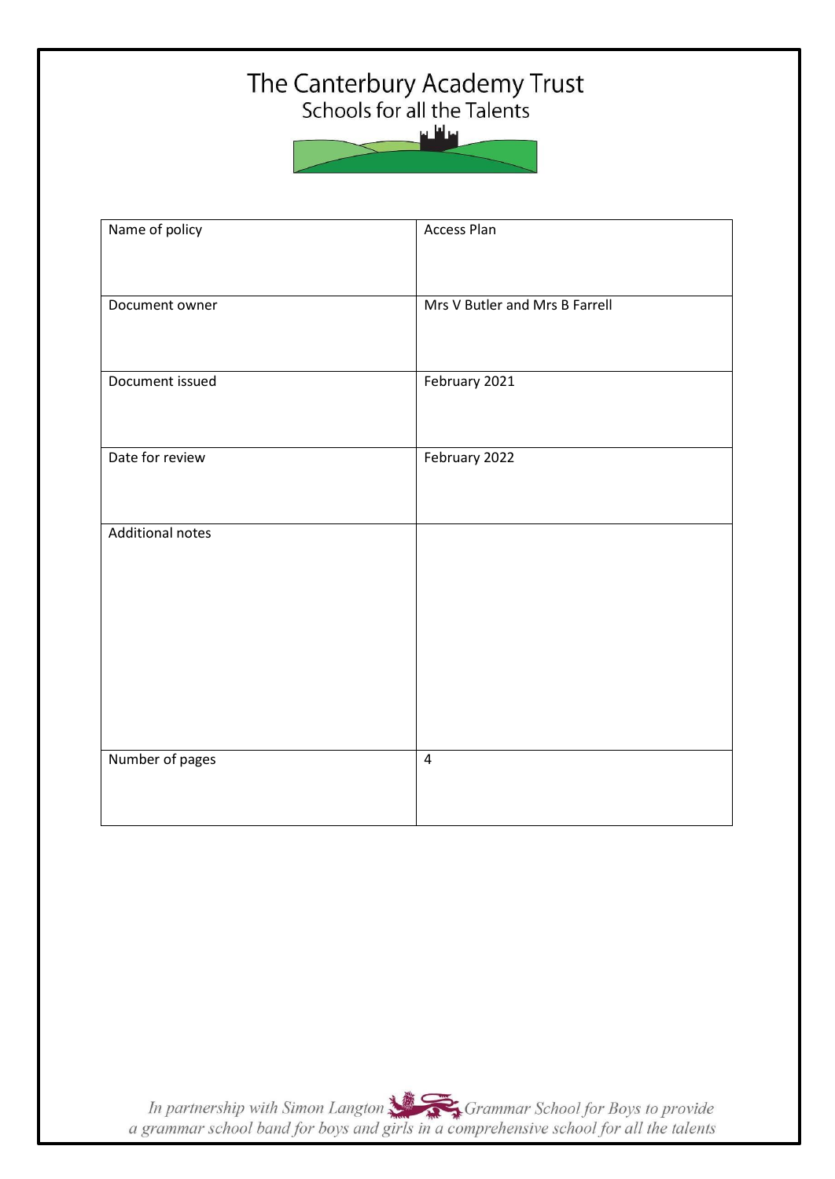# The Canterbury Academy Trust

Schools for all the Talents

| Name of policy | Access Plan |
| --- | --- |
| Document owner | Mrs V Butler and Mrs B Farrell |
| Document issued | February 2021 |
| Date for review | February 2022 |
| Additional notes | |
| Number of pages | 4 |

*In partnership with Simon Langton Grammar School for Boys to provide a grammar school band for boys and girls in a comprehensive school for all the talents*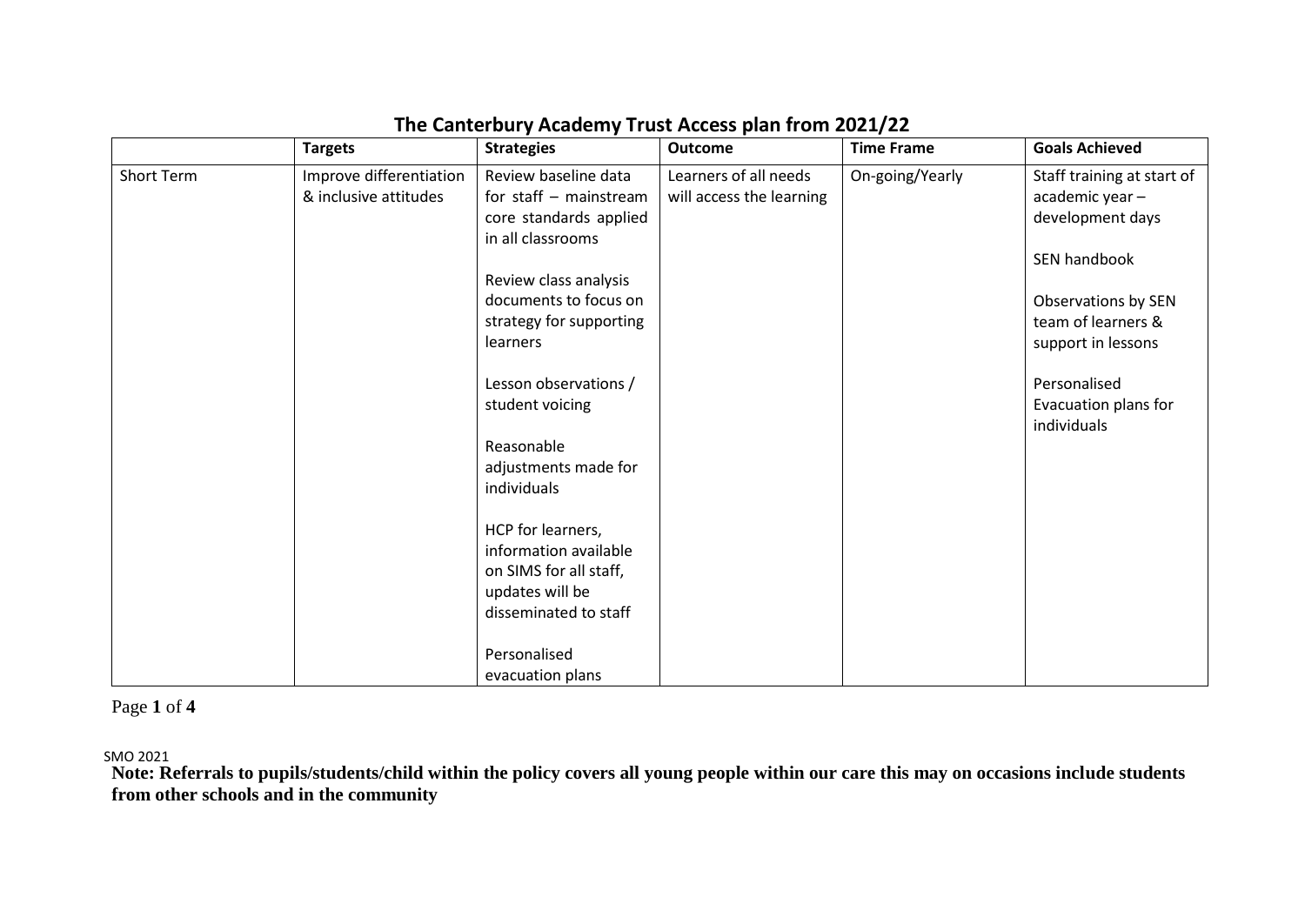# The Canterbury Academy Trust Access plan from 2021/22

| | Targets | Strategies | Outcome | Time Frame | Goals Achieved |
|---|---|---|---|---|---|
| Short Term | Improve differentiation & inclusive attitudes | Review baseline data for staff – mainstream core standards applied in all classrooms<br><br>Review class analysis documents to focus on strategy for supporting learners<br><br>Lesson observations / student voicing<br><br>Reasonable adjustments made for individuals<br><br>HCP for learners, information available on SIMS for all staff, updates will be disseminated to staff<br><br>Personalised evacuation plans | Learners of all needs will access the learning | On-going/Yearly | Staff training at start of academic year – development days<br><br>SEN handbook<br><br>Observations by SEN team of learners & support in lessons<br><br>Personalised Evacuation plans for individuals |

SMO 2021

**Note: Referrals to pupils/students/child within the policy covers all young people within our care this may on occasions include students from other schools and in the community**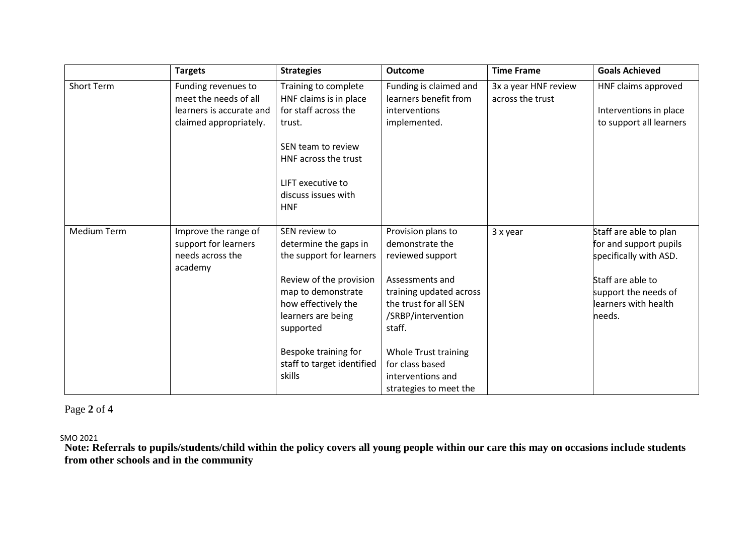| | Targets | Strategies | Outcome | Time Frame | Goals Achieved |
|---|---|---|---|---|---|
| Short Term | Funding revenues to meet the needs of all learners is accurate and claimed appropriately. | Training to complete HNF claims is in place for staff across the trust.<br><br>SEN team to review HNF across the trust<br><br>LIFT executive to discuss issues with HNF | Funding is claimed and learners benefit from interventions implemented. | 3x a year HNF review across the trust | HNF claims approved<br><br>Interventions in place to support all learners |
| Medium Term | Improve the range of support for learners needs across the academy | SEN review to determine the gaps in the support for learners<br><br>Review of the provision map to demonstrate how effectively the learners are being supported<br><br>Bespoke training for staff to target identified skills | Provision plans to demonstrate the reviewed support<br><br>Assessments and training updated across the trust for all SEN /SRBP/intervention staff.<br><br>Whole Trust training for class based interventions and strategies to meet the | 3 x year | Staff are able to plan for and support pupils specifically with ASD.<br><br>Staff are able to support the needs of learners with health needs. |

**Note: Referrals to pupils/students/child within the policy covers all young people within our care this may on occasions include students from other schools and in the community**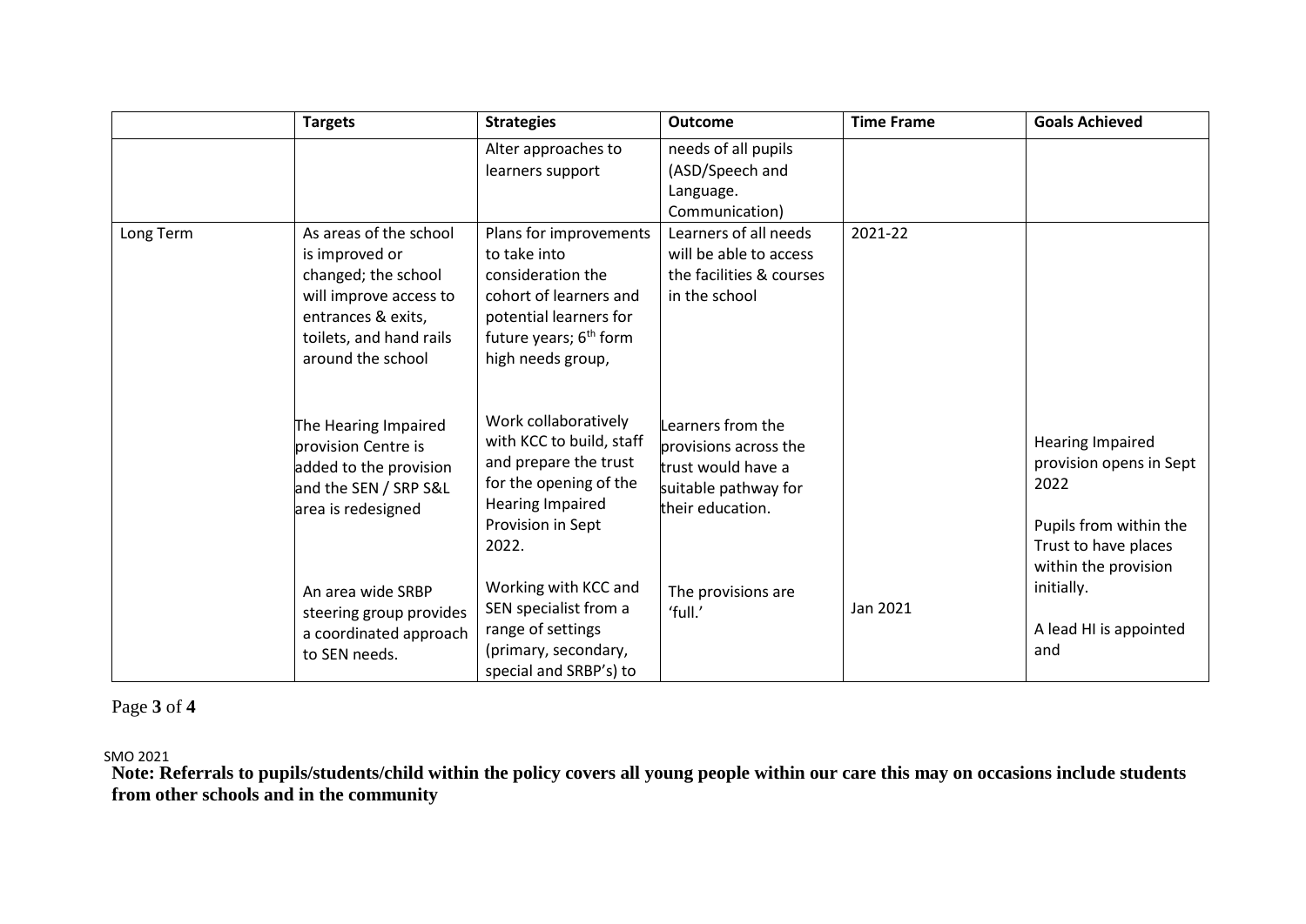| | Targets | Strategies | Outcome | Time Frame | Goals Achieved |
|---|---|---|---|---|---|
| | | Alter approaches to learners support | needs of all pupils (ASD/Speech and Language. Communication) | | |
| Long Term | As areas of the school is improved or changed; the school will improve access to entrances & exits, toilets, and hand rails around the school | Plans for improvements to take into consideration the cohort of learners and potential learners for future years; 6th form high needs group, | Learners of all needs will be able to access the facilities & courses in the school | 2021-22 | |
| | The Hearing Impaired provision Centre is added to the provision and the SEN / SRP S&L area is redesigned | Work collaboratively with KCC to build, staff and prepare the trust for the opening of the Hearing Impaired Provision in Sept 2022. | Learners from the provisions across the trust would have a suitable pathway for their education. | | Hearing Impaired provision opens in Sept 2022<br><br>Pupils from within the Trust to have places within the provision initially. |
| | An area wide SRBP steering group provides a coordinated approach to SEN needs. | Working with KCC and SEN specialist from a range of settings (primary, secondary, special and SRBP's) to | The provisions are 'full.' | Jan 2021 | A lead HI is appointed and |

SMO 2021

**Note: Referrals to pupils/students/child within the policy covers all young people within our care this may on occasions include students from other schools and in the community**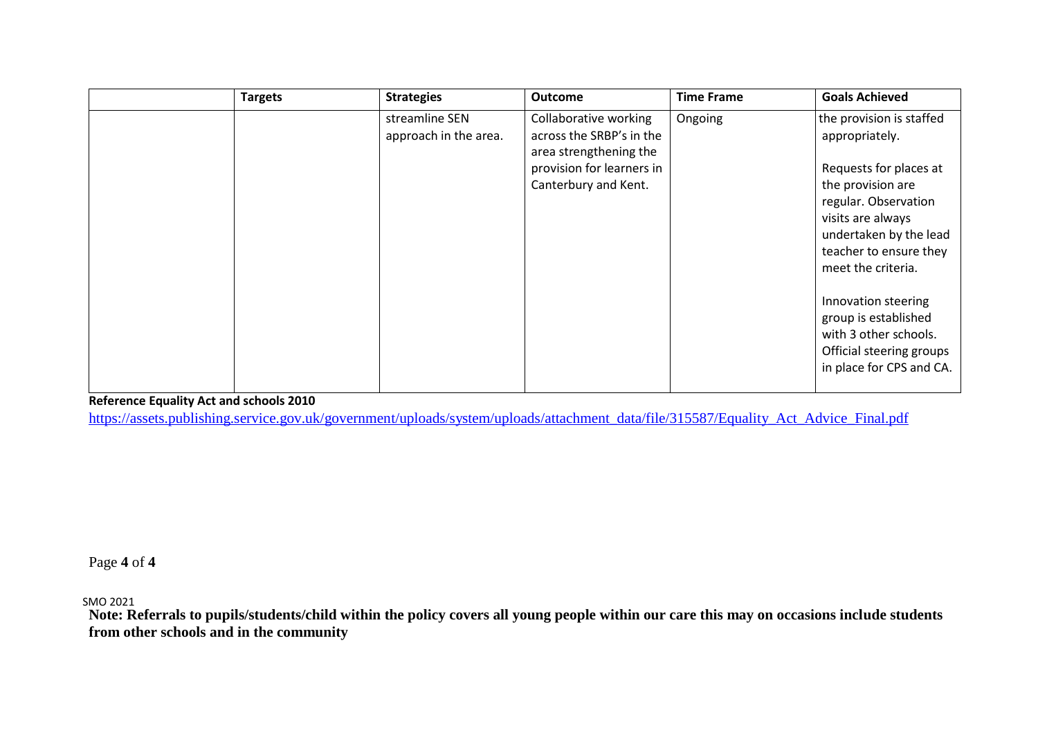| | Targets | Strategies | Outcome | Time Frame | Goals Achieved |
|---|---|---|---|---|---|
| | | streamline SEN approach in the area. | Collaborative working across the SRBP's in the area strengthening the provision for learners in Canterbury and Kent. | Ongoing | the provision is staffed appropriately.<br><br>Requests for places at the provision are regular. Observation visits are always undertaken by the lead teacher to ensure they meet the criteria.<br><br>Innovation steering group is established with 3 other schools. Official steering groups in place for CPS and CA. |

**Reference Equality Act and schools 2010**

https://assets.publishing.service.gov.uk/government/uploads/system/uploads/attachment_data/file/315587/Equality_Act_Advice_Final.pdf

SMO 2021

**Note: Referrals to pupils/students/child within the policy covers all young people within our care this may on occasions include students from other schools and in the community**